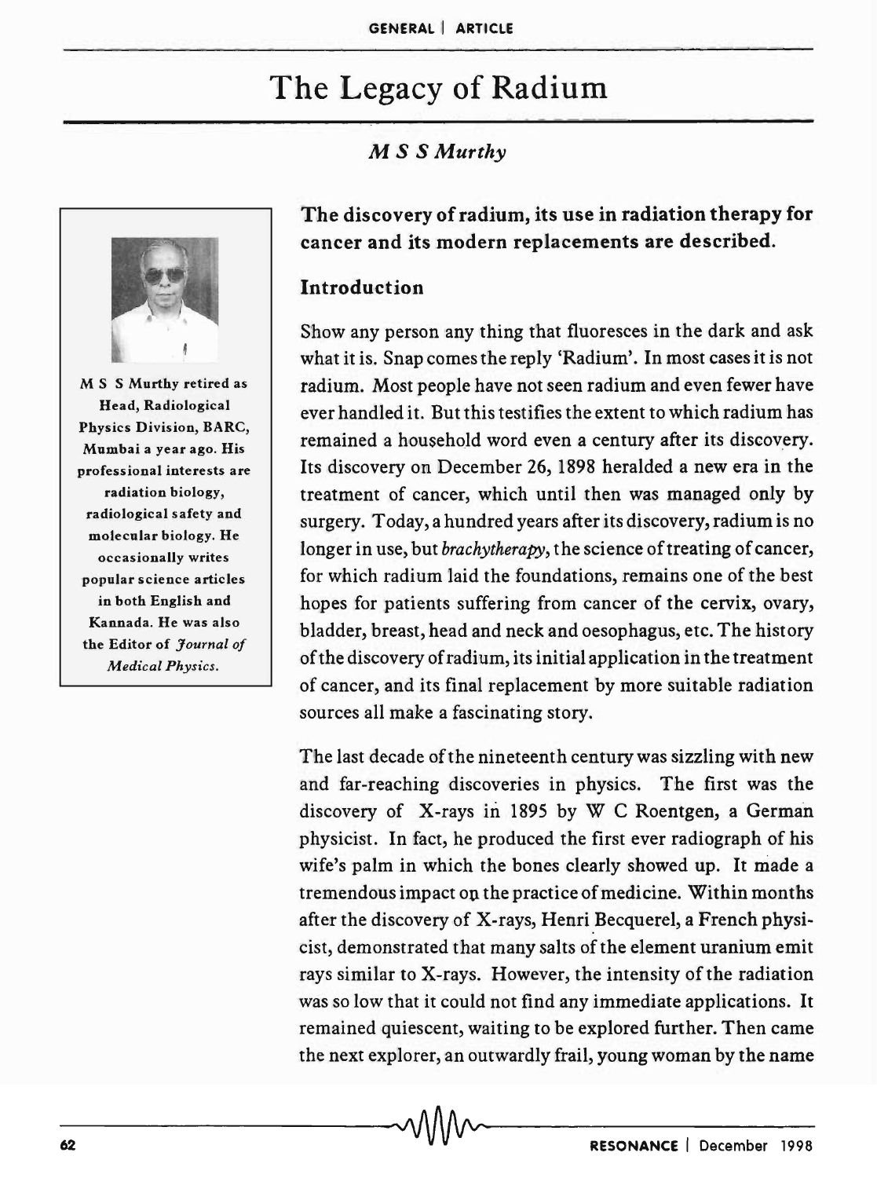# The Legacy of Radium

*M S S Murthy*

M S S Murthy retired as Head, Radiological Physics Division, BARC, Mumbai a year ago. His professional interests are radiation biology, radiological safety and molecular biology. He occasionally writes popular science articles in both English and Kannada. He was also the Editor of *Journal of Medical Physics*.

**The discovery of radium, its use in radiation therapy for cancer and its modern replacements are described.**

## Introduction

Show any person any thing that fluoresces in the dark and ask what it is. Snap comes the reply 'Radium'. In most cases it is not radium. Most people have not seen radium and even fewer have ever handled it. But this testifies the extent to which radium has remained a household word even a century after its discovery. Its discovery on December 26, 1898 heralded a new era in the treatment of cancer, which until then was managed only by surgery. Today, a hundred years after its discovery, radium is no longer in use, but *brachytherapy*, the science of treating of cancer, for which radium laid the foundations, remains one of the best hopes for patients suffering from cancer of the cervix, ovary, bladder, breast, head and neck and oesophagus, etc. The history of the discovery of radium, its initial application in the treatment of cancer, and its final replacement by more suitable radiation sources all make a fascinating story.

The last decade of the nineteenth century was sizzling with new and far-reaching discoveries in physics. The first was the discovery of X-rays in 1895 by W C Roentgen, a German physicist. In fact, he produced the first ever radiograph of his wife's palm in which the bones clearly showed up. It made a tremendous impact on the practice of medicine. Within months after the discovery of X-rays, Henri Becquerel, a French physicist, demonstrated that many salts of the element uranium emit rays similar to X-rays. However, the intensity of the radiation was so low that it could not find any immediate applications. It remained quiescent, waiting to be explored further. Then came the next explorer, an outwardly frail, young woman by the name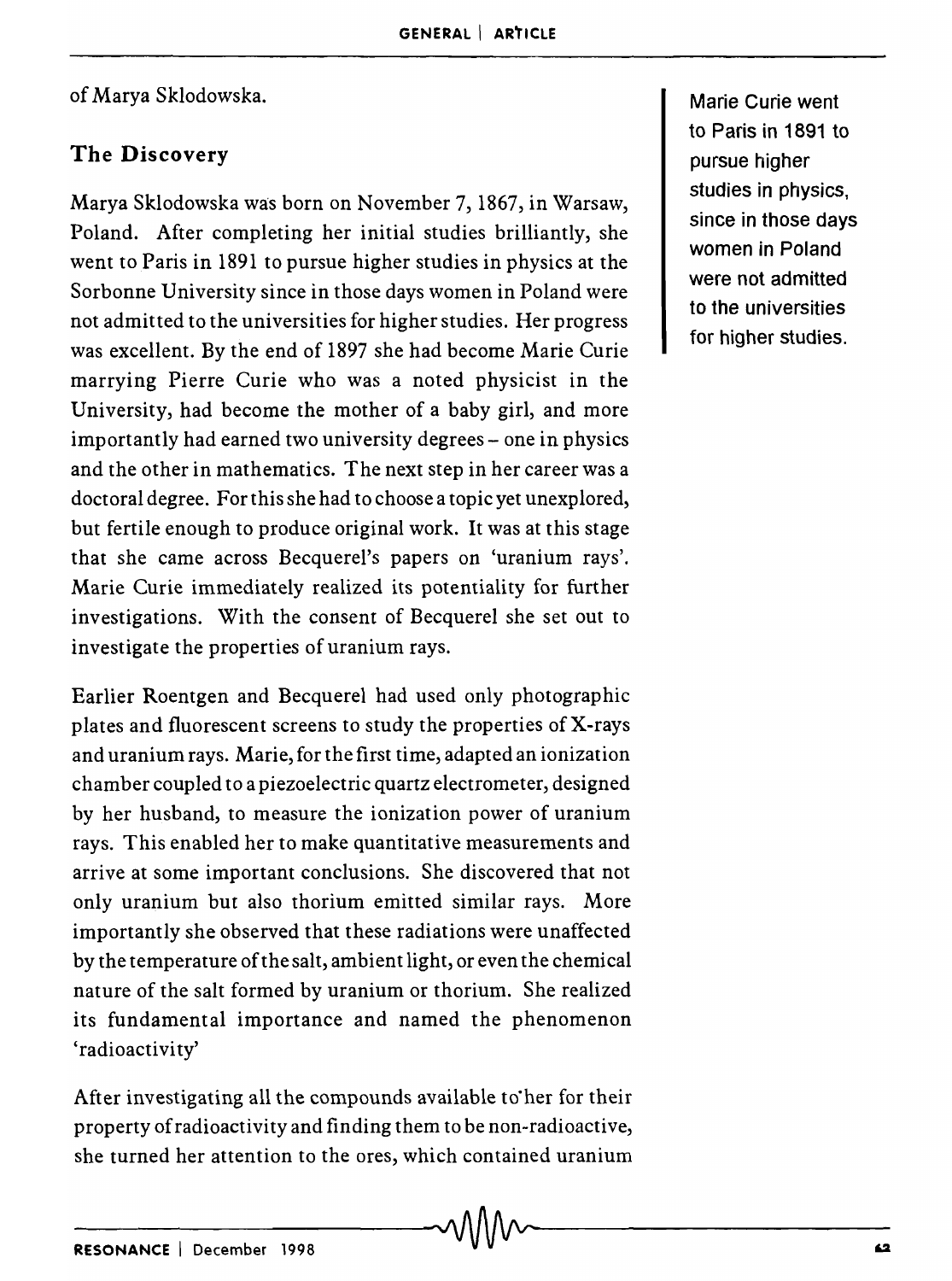of Marya Sklodowska.

## The Discovery

Marya Sklodowska was born on November 7, 1867, in Warsaw, Poland. After completing her initial studies brilliantly, she went to Paris in 1891 to pursue higher studies in physics at the Sorbonne University since in those days women in Poland were not admitted to the universities for higher studies. Her progress was excellent. By the end of 1897 she had become Marie Curie marrying Pierre Curie who was a noted physicist in the University, had become the mother of a baby girl, and more importantly had earned two university degrees – one in physics and the other in mathematics. The next step in her career was a doctoral degree. For this she had to choose a topic yet unexplored, but fertile enough to produce original work. It was at this stage that she came across Becquerel's papers on 'uranium rays'. Marie Curie immediately realized its potentiality for further investigations. With the consent of Becquerel she set out to investigate the properties of uranium rays.

Marie Curie went to Paris in 1891 to pursue higher studies in physics, since in those days women in Poland were not admitted to the universities for higher studies.

Earlier Roentgen and Becquerel had used only photographic plates and fluorescent screens to study the properties of X-rays and uranium rays. Marie, for the first time, adapted an ionization chamber coupled to a piezoelectric quartz electrometer, designed by her husband, to measure the ionization power of uranium rays. This enabled her to make quantitative measurements and arrive at some important conclusions. She discovered that not only uranium but also thorium emitted similar rays. More importantly she observed that these radiations were unaffected by the temperature of the salt, ambient light, or even the chemical nature of the salt formed by uranium or thorium. She realized its fundamental importance and named the phenomenon 'radioactivity'

After investigating all the compounds available to her for their property of radioactivity and finding them to be non-radioactive, she turned her attention to the ores, which contained uranium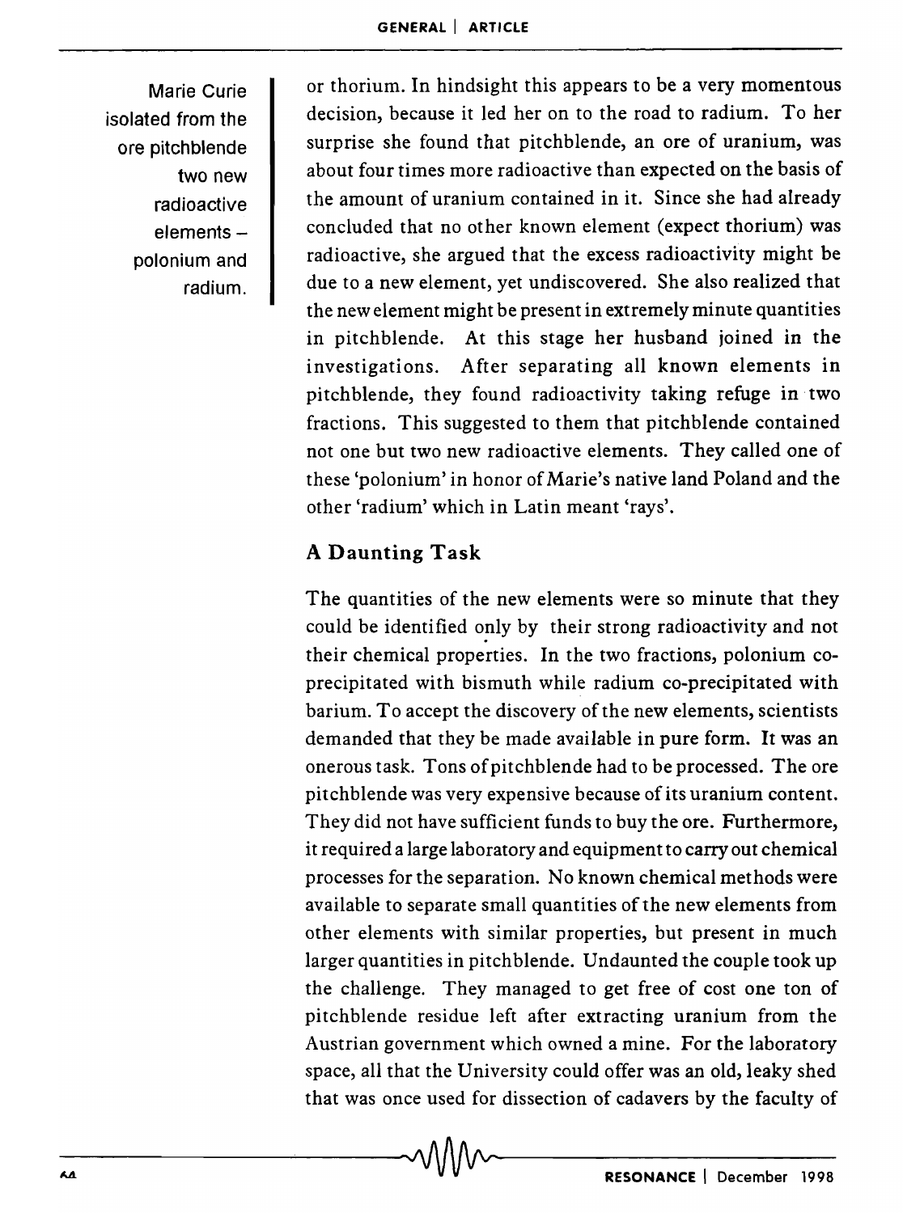Marie Curie isolated from the ore pitchblende two new radioactive elements – polonium and radium.

or thorium. In hindsight this appears to be a very momentous decision, because it led her on to the road to radium. To her surprise she found that pitchblende, an ore of uranium, was about four times more radioactive than expected on the basis of the amount of uranium contained in it. Since she had already concluded that no other known element (expect thorium) was radioactive, she argued that the excess radioactivity might be due to a new element, yet undiscovered. She also realized that the new element might be present in extremely minute quantities in pitchblende. At this stage her husband joined in the investigations. After separating all known elements in pitchblende, they found radioactivity taking refuge in two fractions. This suggested to them that pitchblende contained not one but two new radioactive elements. They called one of these 'polonium' in honor of Marie's native land Poland and the other 'radium' which in Latin meant 'rays'.

## A Daunting Task

The quantities of the new elements were so minute that they could be identified only by their strong radioactivity and not their chemical properties. In the two fractions, polonium co-precipitated with bismuth while radium co-precipitated with barium. To accept the discovery of the new elements, scientists demanded that they be made available in pure form. It was an onerous task. Tons of pitchblende had to be processed. The ore pitchblende was very expensive because of its uranium content. They did not have sufficient funds to buy the ore. Furthermore, it required a large laboratory and equipment to carry out chemical processes for the separation. No known chemical methods were available to separate small quantities of the new elements from other elements with similar properties, but present in much larger quantities in pitchblende. Undaunted the couple took up the challenge. They managed to get free of cost one ton of pitchblende residue left after extracting uranium from the Austrian government which owned a mine. For the laboratory space, all that the University could offer was an old, leaky shed that was once used for dissection of cadavers by the faculty of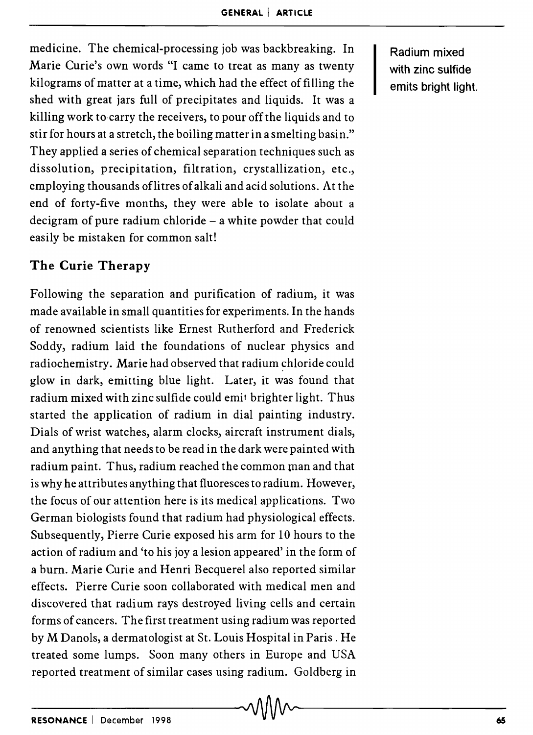medicine. The chemical-processing job was backbreaking. In Marie Curie's own words "I came to treat as many as twenty kilograms of matter at a time, which had the effect of filling the shed with great jars full of precipitates and liquids. It was a killing work to carry the receivers, to pour off the liquids and to stir for hours at a stretch, the boiling matter in a smelting basin." They applied a series of chemical separation techniques such as dissolution, precipitation, filtration, crystallization, etc., employing thousands of litres of alkali and acid solutions. At the end of forty-five months, they were able to isolate about a decigram of pure radium chloride – a white powder that could easily be mistaken for common salt!

Radium mixed with zinc sulfide emits bright light.

## The Curie Therapy

Following the separation and purification of radium, it was made available in small quantities for experiments. In the hands of renowned scientists like Ernest Rutherford and Frederick Soddy, radium laid the foundations of nuclear physics and radiochemistry. Marie had observed that radium chloride could glow in dark, emitting blue light. Later, it was found that radium mixed with zinc sulfide could emit brighter light. Thus started the application of radium in dial painting industry. Dials of wrist watches, alarm clocks, aircraft instrument dials, and anything that needs to be read in the dark were painted with radium paint. Thus, radium reached the common man and that is why he attributes anything that fluoresces to radium. However, the focus of our attention here is its medical applications. Two German biologists found that radium had physiological effects. Subsequently, Pierre Curie exposed his arm for 10 hours to the action of radium and 'to his joy a lesion appeared' in the form of a burn. Marie Curie and Henri Becquerel also reported similar effects. Pierre Curie soon collaborated with medical men and discovered that radium rays destroyed living cells and certain forms of cancers. The first treatment using radium was reported by M Danols, a dermatologist at St. Louis Hospital in Paris. He treated some lumps. Soon many others in Europe and USA reported treatment of similar cases using radium. Goldberg in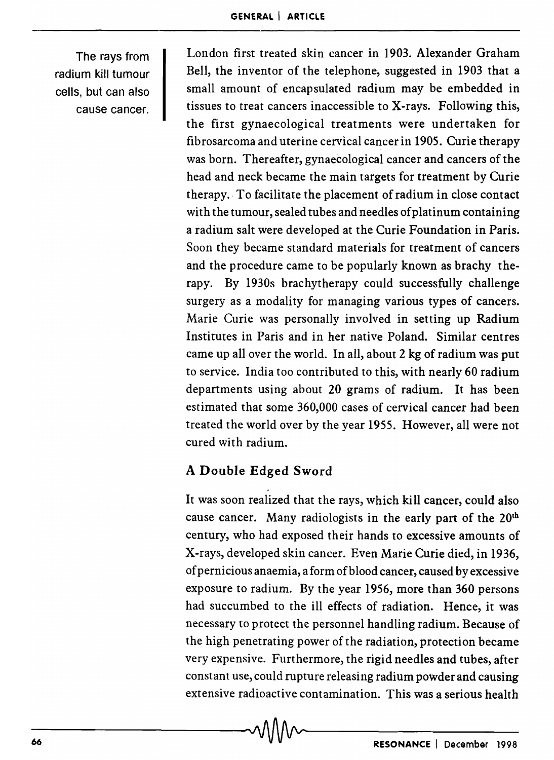The rays from radium kill tumour cells, but can also cause cancer.

London first treated skin cancer in 1903. Alexander Graham Bell, the inventor of the telephone, suggested in 1903 that a small amount of encapsulated radium may be embedded in tissues to treat cancers inaccessible to X-rays. Following this, the first gynaecological treatments were undertaken for fibrosarcoma and uterine cervical cancer in 1905. Curie therapy was born. Thereafter, gynaecological cancer and cancers of the head and neck became the main targets for treatment by Curie therapy. To facilitate the placement of radium in close contact with the tumour, sealed tubes and needles of platinum containing a radium salt were developed at the Curie Foundation in Paris. Soon they became standard materials for treatment of cancers and the procedure came to be popularly known as brachy therapy. By 1930s brachytherapy could successfully challenge surgery as a modality for managing various types of cancers. Marie Curie was personally involved in setting up Radium Institutes in Paris and in her native Poland. Similar centres came up all over the world. In all, about 2 kg of radium was put to service. India too contributed to this, with nearly 60 radium departments using about 20 grams of radium. It has been estimated that some 360,000 cases of cervical cancer had been treated the world over by the year 1955. However, all were not cured with radium.

## A Double Edged Sword

It was soon realized that the rays, which kill cancer, could also cause cancer. Many radiologists in the early part of the 20th century, who had exposed their hands to excessive amounts of X-rays, developed skin cancer. Even Marie Curie died, in 1936, of pernicious anaemia, a form of blood cancer, caused by excessive exposure to radium. By the year 1956, more than 360 persons had succumbed to the ill effects of radiation. Hence, it was necessary to protect the personnel handling radium. Because of the high penetrating power of the radiation, protection became very expensive. Furthermore, the rigid needles and tubes, after constant use, could rupture releasing radium powder and causing extensive radioactive contamination. This was a serious health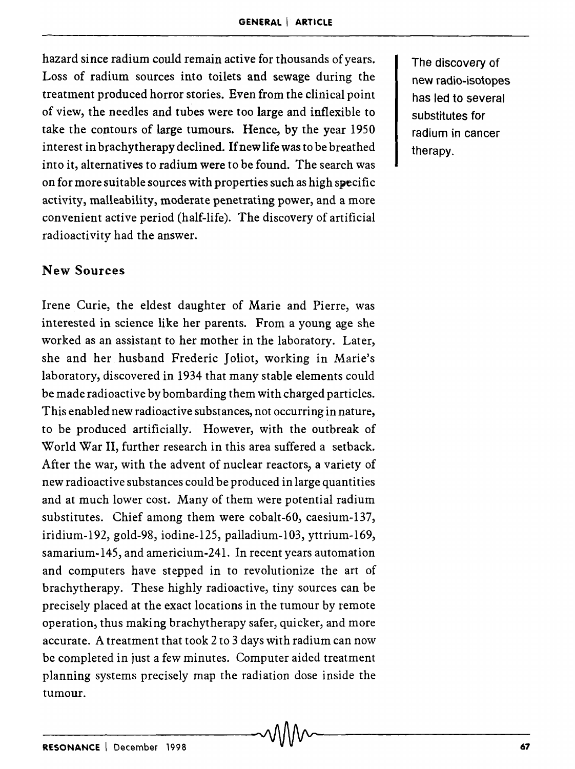hazard since radium could remain active for thousands of years. Loss of radium sources into toilets and sewage during the treatment produced horror stories. Even from the clinical point of view, the needles and tubes were too large and inflexible to take the contours of large tumours. Hence, by the year 1950 interest in brachytherapy declined. If new life was to be breathed into it, alternatives to radium were to be found. The search was on for more suitable sources with properties such as high specific activity, malleability, moderate penetrating power, and a more convenient active period (half-life). The discovery of artificial radioactivity had the answer.

The discovery of new radio-isotopes has led to several substitutes for radium in cancer therapy.

## New Sources

Irene Curie, the eldest daughter of Marie and Pierre, was interested in science like her parents. From a young age she worked as an assistant to her mother in the laboratory. Later, she and her husband Frederic Joliot, working in Marie's laboratory, discovered in 1934 that many stable elements could be made radioactive by bombarding them with charged particles. This enabled new radioactive substances, not occurring in nature, to be produced artificially. However, with the outbreak of World War II, further research in this area suffered a setback. After the war, with the advent of nuclear reactors, a variety of new radioactive substances could be produced in large quantities and at much lower cost. Many of them were potential radium substitutes. Chief among them were cobalt-60, caesium-137, iridium-192, gold-98, iodine-125, palladium-103, yttrium-169, samarium-145, and americium-241. In recent years automation and computers have stepped in to revolutionize the art of brachytherapy. These highly radioactive, tiny sources can be precisely placed at the exact locations in the tumour by remote operation, thus making brachytherapy safer, quicker, and more accurate. A treatment that took 2 to 3 days with radium can now be completed in just a few minutes. Computer aided treatment planning systems precisely map the radiation dose inside the tumour.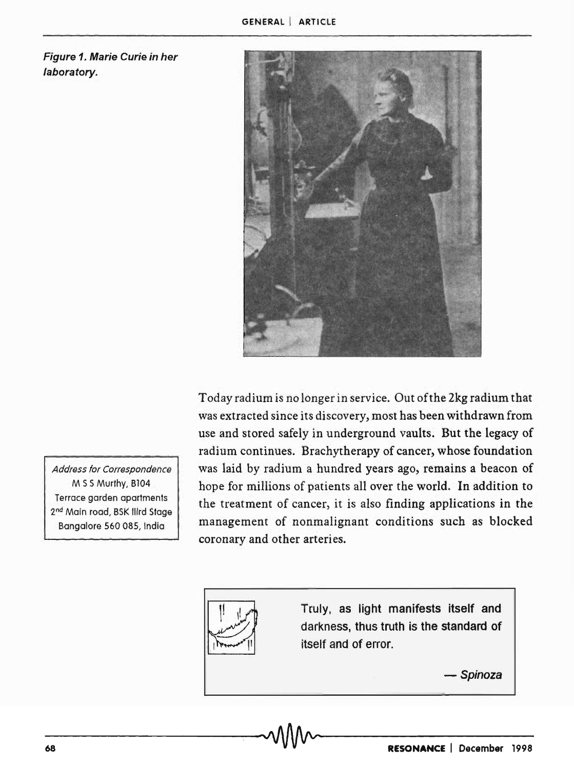*Figure 1. Marie Curie in her laboratory.*

Today radium is no longer in service. Out of the 2kg radium that was extracted since its discovery, most has been withdrawn from use and stored safely in underground vaults. But the legacy of radium continues. Brachytherapy of cancer, whose foundation was laid by radium a hundred years ago, remains a beacon of hope for millions of patients all over the world. In addition to the treatment of cancer, it is also finding applications in the management of nonmalignant conditions such as blocked coronary and other arteries.

*Address for Correspondence*
M S S Murthy, B104
Terrace garden apartments
2[nd] Main road, BSK IIIrd Stage
Bangalore 560 085, India

> Truly, as light manifests itself and darkness, thus truth is the standard of itself and of error.
>
> — *Spinoza*